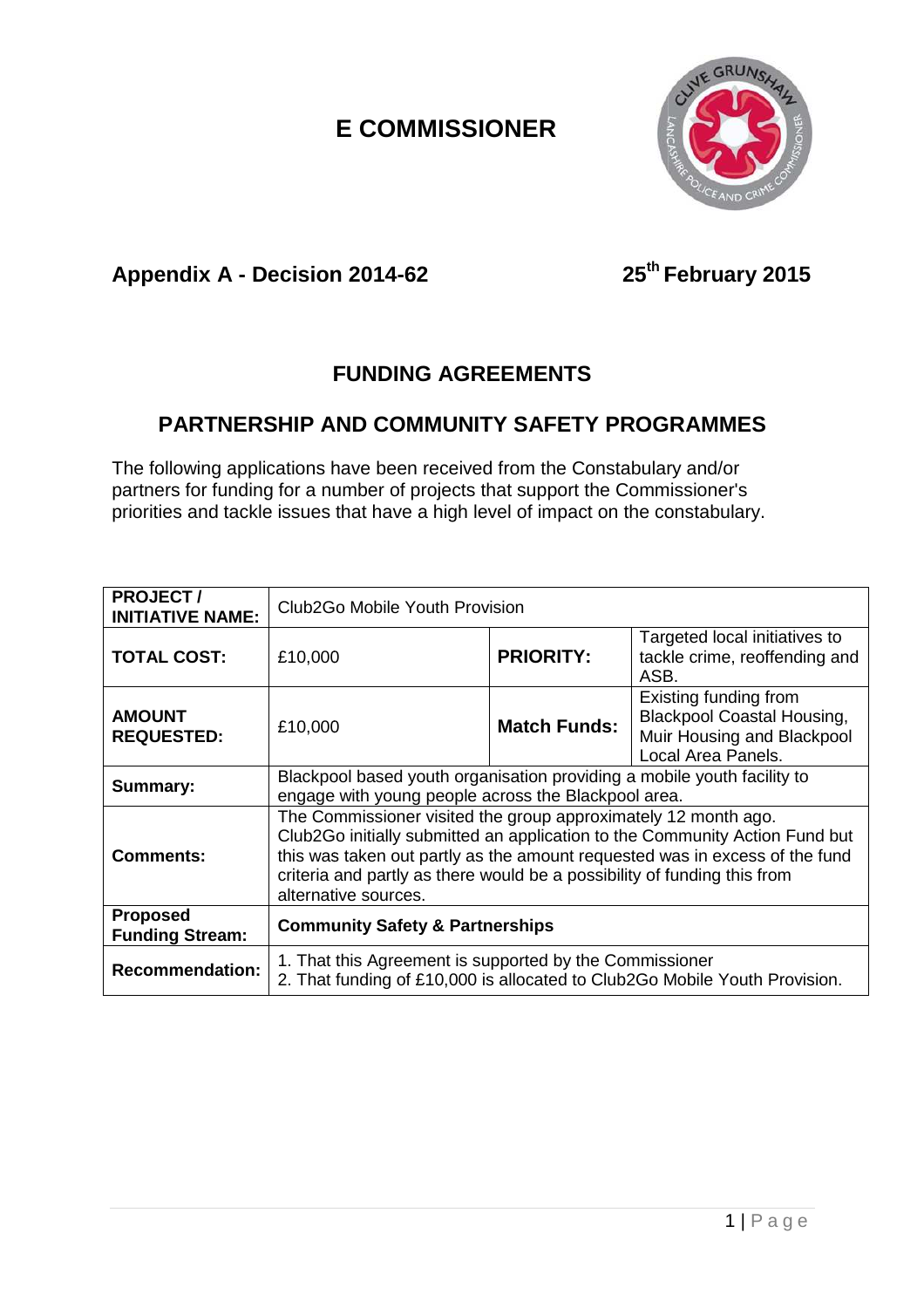# E COMMISSIONER

## Appendix A - Decision 2014-62

**25th February 2015**

## FUNDING AGREEMENTS

## PARTNERSHIP AND COMMUNITY SAFETY PROGRAMMES

The following applications have been received from the Constabulary and/or partners for funding for a number of projects that support the Commissioner's priorities and tackle issues that have a high level of impact on the constabulary.

| **PROJECT / INITIATIVE NAME:** | Club2Go Mobile Youth Provision | | |
|---|---|---|---|
| **TOTAL COST:** | £10,000 | **PRIORITY:** | Targeted local initiatives to tackle crime, reoffending and ASB. |
| **AMOUNT REQUESTED:** | £10,000 | **Match Funds:** | Existing funding from Blackpool Coastal Housing, Muir Housing and Blackpool Local Area Panels. |
| **Summary:** | Blackpool based youth organisation providing a mobile youth facility to engage with young people across the Blackpool area. | | |
| **Comments:** | The Commissioner visited the group approximately 12 month ago. Club2Go initially submitted an application to the Community Action Fund but this was taken out partly as the amount requested was in excess of the fund criteria and partly as there would be a possibility of funding this from alternative sources. | | |
| **Proposed Funding Stream:** | **Community Safety & Partnerships** | | |
| **Recommendation:** | 1. That this Agreement is supported by the Commissioner<br>2. That funding of £10,000 is allocated to Club2Go Mobile Youth Provision. | | |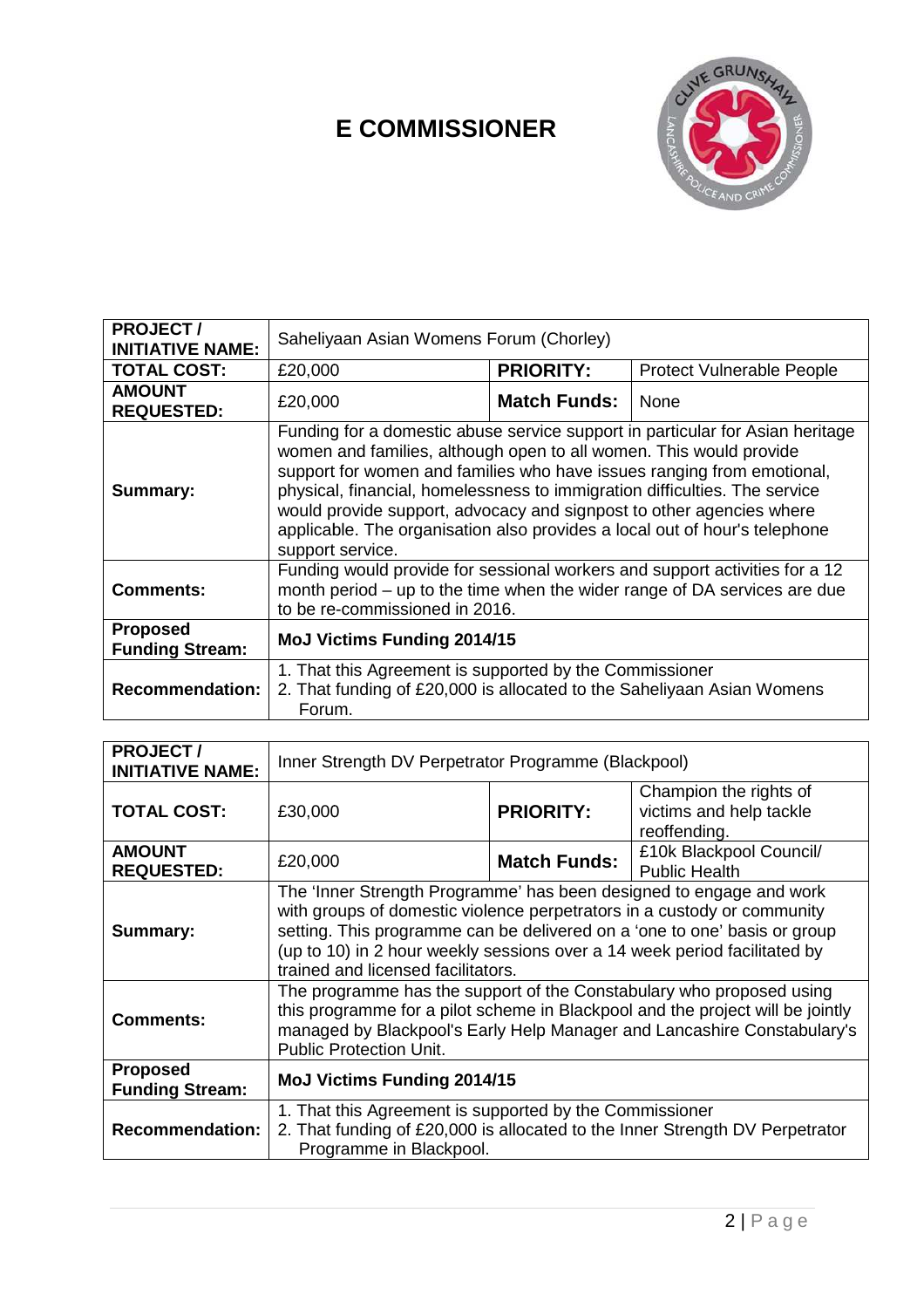| PROJECT / INITIATIVE NAME: | Saheliyaan Asian Womens Forum (Chorley) | | |
|---|---|---|---|
| TOTAL COST: | £20,000 | PRIORITY: | Protect Vulnerable People |
| AMOUNT REQUESTED: | £20,000 | Match Funds: | None |
| Summary: | Funding for a domestic abuse service support in particular for Asian heritage women and families, although open to all women. This would provide support for women and families who have issues ranging from emotional, physical, financial, homelessness to immigration difficulties. The service would provide support, advocacy and signpost to other agencies where applicable. The organisation also provides a local out of hour's telephone support service. | | |
| Comments: | Funding would provide for sessional workers and support activities for a 12 month period – up to the time when the wider range of DA services are due to be re-commissioned in 2016. | | |
| Proposed Funding Stream: | **MoJ Victims Funding 2014/15** | | |
| Recommendation: | 1. That this Agreement is supported by the Commissioner<br>2. That funding of £20,000 is allocated to the Saheliyaan Asian Womens Forum. | | |

| PROJECT / INITIATIVE NAME: | Inner Strength DV Perpetrator Programme (Blackpool) | | |
|---|---|---|---|
| TOTAL COST: | £30,000 | PRIORITY: | Champion the rights of victims and help tackle reoffending. |
| AMOUNT REQUESTED: | £20,000 | Match Funds: | £10k Blackpool Council/ Public Health |
| Summary: | The 'Inner Strength Programme' has been designed to engage and work with groups of domestic violence perpetrators in a custody or community setting. This programme can be delivered on a 'one to one' basis or group (up to 10) in 2 hour weekly sessions over a 14 week period facilitated by trained and licensed facilitators. | | |
| Comments: | The programme has the support of the Constabulary who proposed using this programme for a pilot scheme in Blackpool and the project will be jointly managed by Blackpool's Early Help Manager and Lancashire Constabulary's Public Protection Unit. | | |
| Proposed Funding Stream: | **MoJ Victims Funding 2014/15** | | |
| Recommendation: | 1. That this Agreement is supported by the Commissioner<br>2. That funding of £20,000 is allocated to the Inner Strength DV Perpetrator Programme in Blackpool. | | |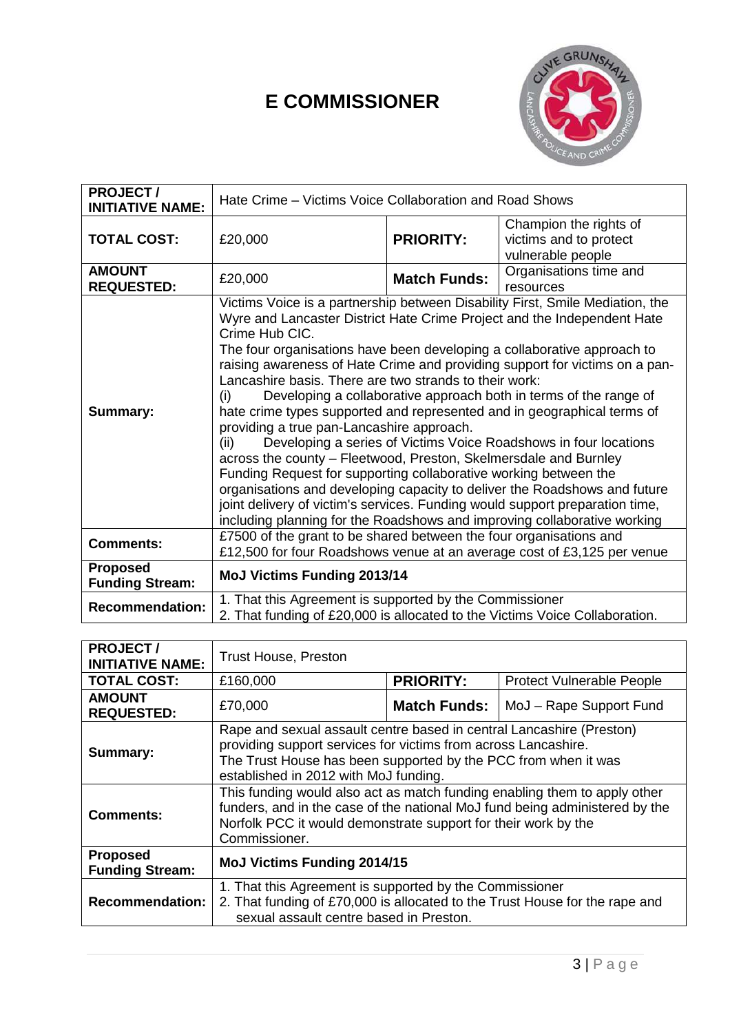# E COMMISSIONER

| | | | |
|---|---|---|---|
| **PROJECT / INITIATIVE NAME:** | Hate Crime – Victims Voice Collaboration and Road Shows | | |
| **TOTAL COST:** | £20,000 | **PRIORITY:** | Champion the rights of victims and to protect vulnerable people |
| **AMOUNT REQUESTED:** | £20,000 | **Match Funds:** | Organisations time and resources |
| **Summary:** | Victims Voice is a partnership between Disability First, Smile Mediation, the Wyre and Lancaster District Hate Crime Project and the Independent Hate Crime Hub CIC.<br>The four organisations have been developing a collaborative approach to raising awareness of Hate Crime and providing support for victims on a pan-Lancashire basis. There are two strands to their work:<br>(i) Developing a collaborative approach both in terms of the range of hate crime types supported and represented and in geographical terms of providing a true pan-Lancashire approach.<br>(ii) Developing a series of Victims Voice Roadshows in four locations across the county – Fleetwood, Preston, Skelmersdale and Burnley<br>Funding Request for supporting collaborative working between the organisations and developing capacity to deliver the Roadshows and future joint delivery of victim's services. Funding would support preparation time, including planning for the Roadshows and improving collaborative working | | |
| **Comments:** | £7500 of the grant to be shared between the four organisations and £12,500 for four Roadshows venue at an average cost of £3,125 per venue | | |
| **Proposed Funding Stream:** | **MoJ Victims Funding 2013/14** | | |
| **Recommendation:** | 1. That this Agreement is supported by the Commissioner<br>2. That funding of £20,000 is allocated to the Victims Voice Collaboration. | | |

| | | | |
|---|---|---|---|
| **PROJECT / INITIATIVE NAME:** | Trust House, Preston | | |
| **TOTAL COST:** | £160,000 | **PRIORITY:** | Protect Vulnerable People |
| **AMOUNT REQUESTED:** | £70,000 | **Match Funds:** | MoJ – Rape Support Fund |
| **Summary:** | Rape and sexual assault centre based in central Lancashire (Preston) providing support services for victims from across Lancashire.<br>The Trust House has been supported by the PCC from when it was established in 2012 with MoJ funding. | | |
| **Comments:** | This funding would also act as match funding enabling them to apply other funders, and in the case of the national MoJ fund being administered by the Norfolk PCC it would demonstrate support for their work by the Commissioner. | | |
| **Proposed Funding Stream:** | **MoJ Victims Funding 2014/15** | | |
| **Recommendation:** | 1. That this Agreement is supported by the Commissioner<br>2. That funding of £70,000 is allocated to the Trust House for the rape and sexual assault centre based in Preston. | | |